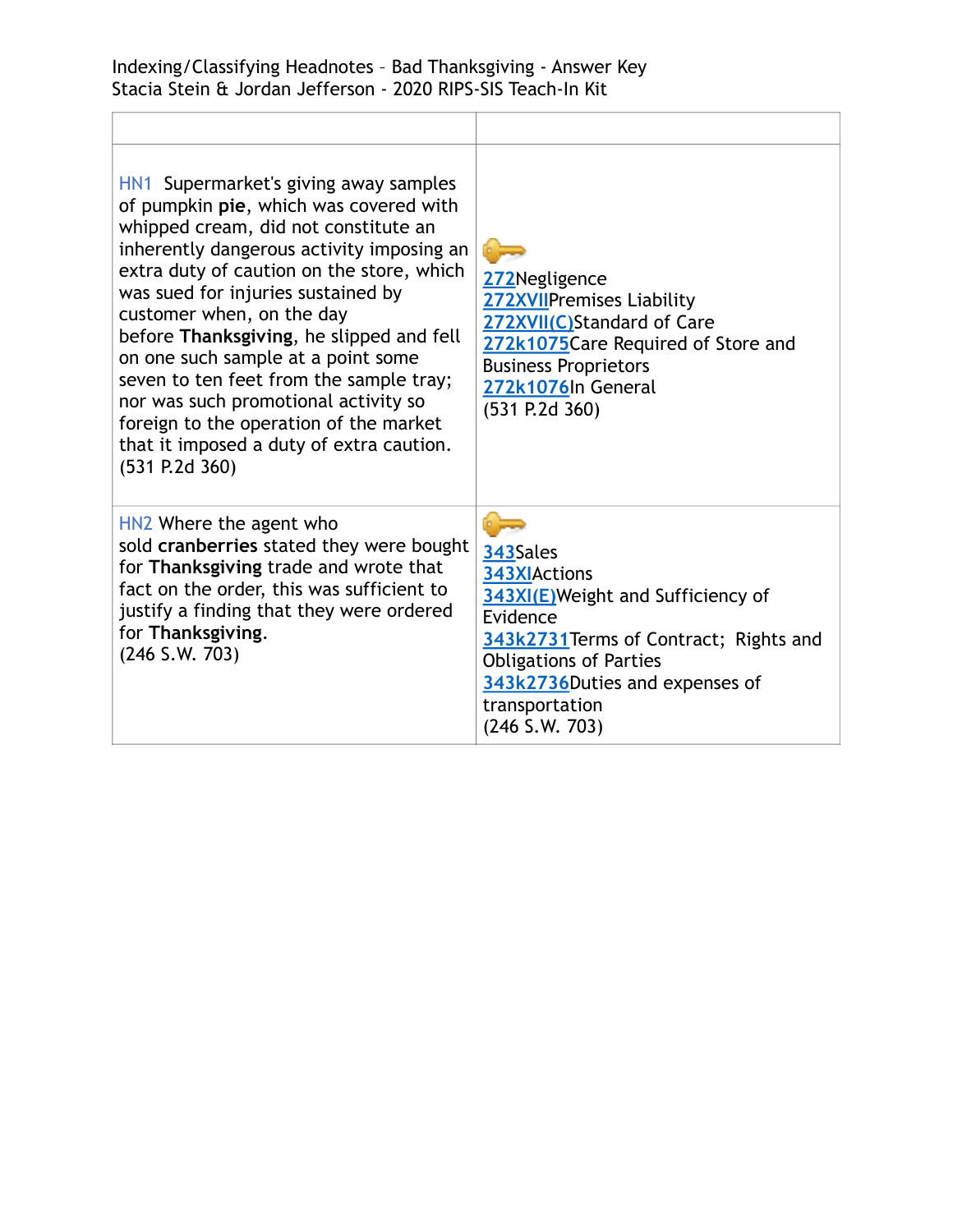Indexing/Classifying Headnotes – Bad Thanksgiving - Answer Key
Stacia Stein & Jordan Jefferson - 2020 RIPS-SIS Teach-In Kit

| | |
|---|---|
| HN1 Supermarket's giving away samples of pumpkin **pie**, which was covered with whipped cream, did not constitute an inherently dangerous activity imposing an extra duty of caution on the store, which was sued for injuries sustained by customer when, on the day before **Thanksgiving**, he slipped and fell on one such sample at a point some seven to ten feet from the sample tray; nor was such promotional activity so foreign to the operation of the market that it imposed a duty of extra caution. (531 P.2d 360) | 272Negligence<br>272XVIIPremises Liability<br>272XVII(C)Standard of Care<br>272k1075Care Required of Store and Business Proprietors<br>272k1076In General<br>(531 P.2d 360) |
| HN2 Where the agent who sold **cranberries** stated they were bought for **Thanksgiving** trade and wrote that fact on the order, this was sufficient to justify a finding that they were ordered for **Thanksgiving**.<br>(246 S.W. 703) | 343Sales<br>343XIActions<br>343XI(E)Weight and Sufficiency of Evidence<br>343k2731Terms of Contract; Rights and Obligations of Parties<br>343k2736Duties and expenses of transportation<br>(246 S.W. 703) |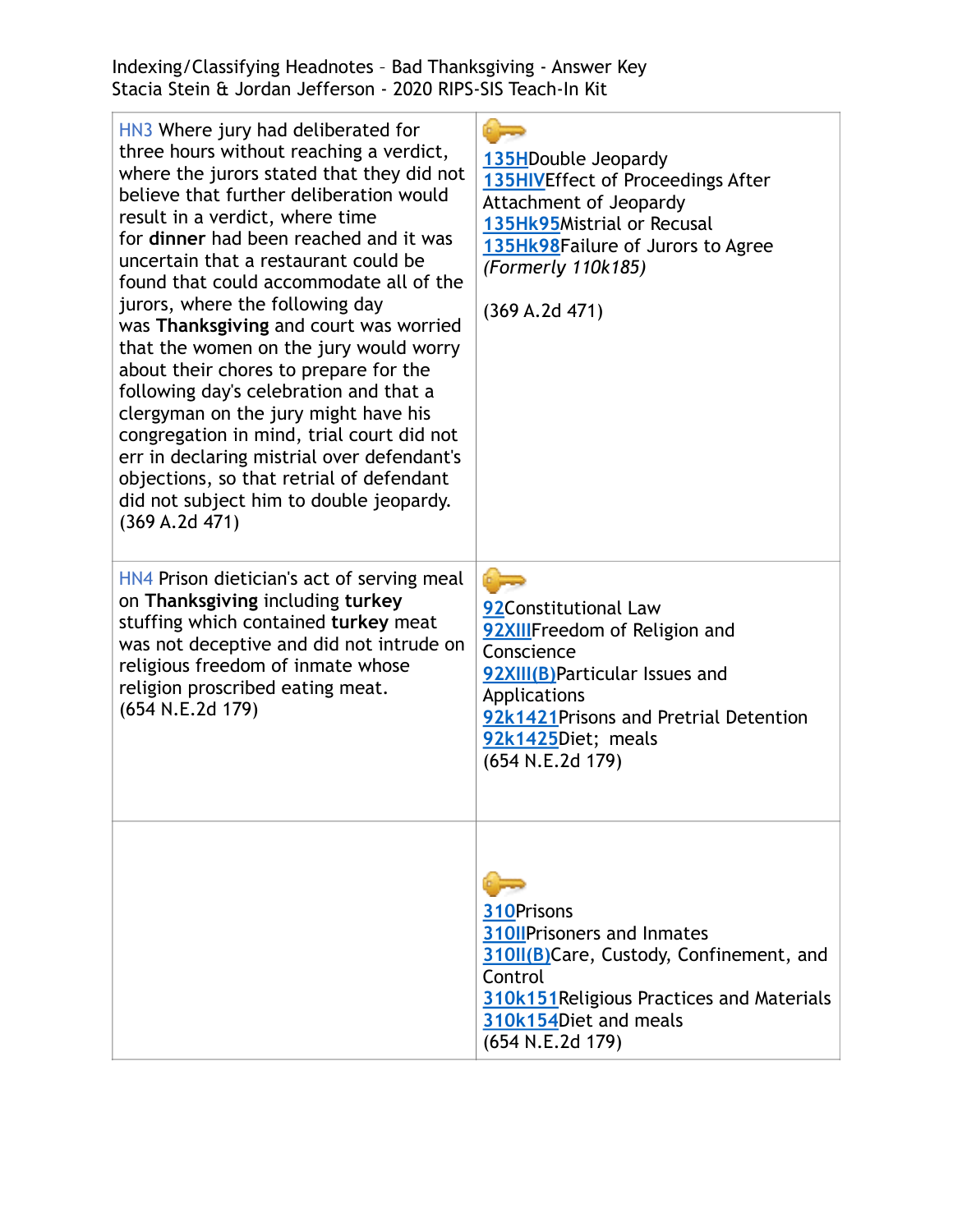| | |
|---|---|
| HN3 Where jury had deliberated for three hours without reaching a verdict, where the jurors stated that they did not believe that further deliberation would result in a verdict, where time for **dinner** had been reached and it was uncertain that a restaurant could be found that could accommodate all of the jurors, where the following day was **Thanksgiving** and court was worried that the women on the jury would worry about their chores to prepare for the following day's celebration and that a clergyman on the jury might have his congregation in mind, trial court did not err in declaring mistrial over defendant's objections, so that retrial of defendant did not subject him to double jeopardy. (369 A.2d 471) | 135H Double Jeopardy<br>135HIV Effect of Proceedings After Attachment of Jeopardy<br>135Hk95 Mistrial or Recusal<br>135Hk98 Failure of Jurors to Agree<br>*(Formerly 110k185)*<br><br>(369 A.2d 471) |
| HN4 Prison dietician's act of serving meal on **Thanksgiving** including **turkey** stuffing which contained **turkey** meat was not deceptive and did not intrude on religious freedom of inmate whose religion proscribed eating meat. (654 N.E.2d 179) | 92 Constitutional Law<br>92XIII Freedom of Religion and Conscience<br>92XIII(B) Particular Issues and Applications<br>92k1421 Prisons and Pretrial Detention<br>92k1425 Diet; meals<br>(654 N.E.2d 179) |
| | 310 Prisons<br>310II Prisoners and Inmates<br>310II(B) Care, Custody, Confinement, and Control<br>310k151 Religious Practices and Materials<br>310k154 Diet and meals<br>(654 N.E.2d 179) |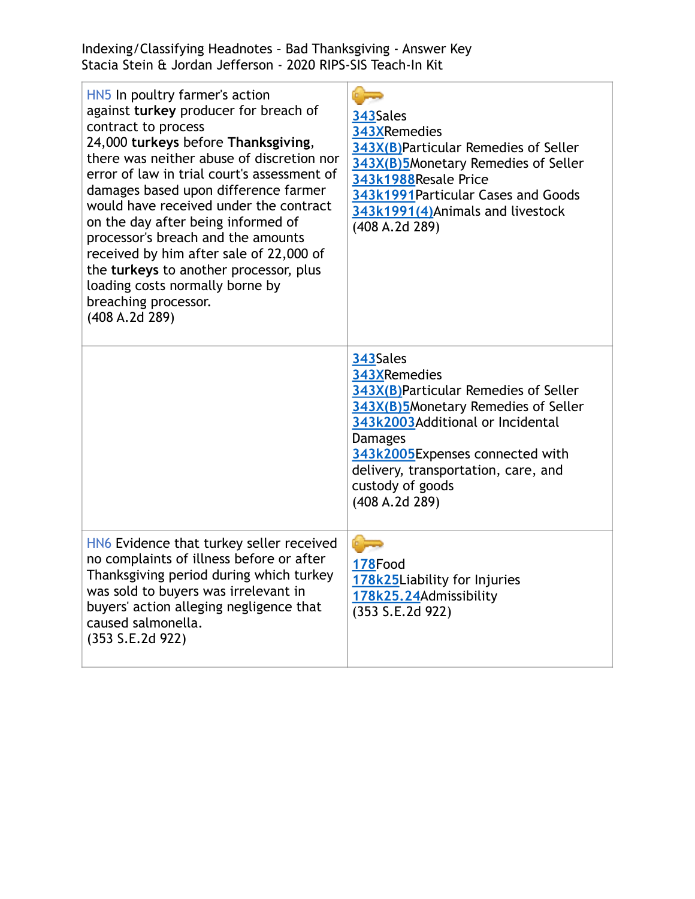Indexing/Classifying Headnotes – Bad Thanksgiving - Answer Key
Stacia Stein & Jordan Jefferson - 2020 RIPS-SIS Teach-In Kit

| | |
|---|---|
| HN5 In poultry farmer's action against **turkey** producer for breach of contract to process 24,000 **turkeys** before **Thanksgiving**, there was neither abuse of discretion nor error of law in trial court's assessment of damages based upon difference farmer would have received under the contract on the day after being informed of processor's breach and the amounts received by him after sale of 22,000 of the **turkeys** to another processor, plus loading costs normally borne by breaching processor. (408 A.2d 289) | 343Sales<br>343XRemedies<br>343X(B)Particular Remedies of Seller<br>343X(B)5Monetary Remedies of Seller<br>343k1988Resale Price<br>343k1991Particular Cases and Goods<br>343k1991(4)Animals and livestock<br>(408 A.2d 289) |
| | 343Sales<br>343XRemedies<br>343X(B)Particular Remedies of Seller<br>343X(B)5Monetary Remedies of Seller<br>343k2003Additional or Incidental Damages<br>343k2005Expenses connected with delivery, transportation, care, and custody of goods<br>(408 A.2d 289) |
| HN6 Evidence that turkey seller received no complaints of illness before or after Thanksgiving period during which turkey was sold to buyers was irrelevant in buyers' action alleging negligence that caused salmonella. (353 S.E.2d 922) | 178Food<br>178k25Liability for Injuries<br>178k25.24Admissibility<br>(353 S.E.2d 922) |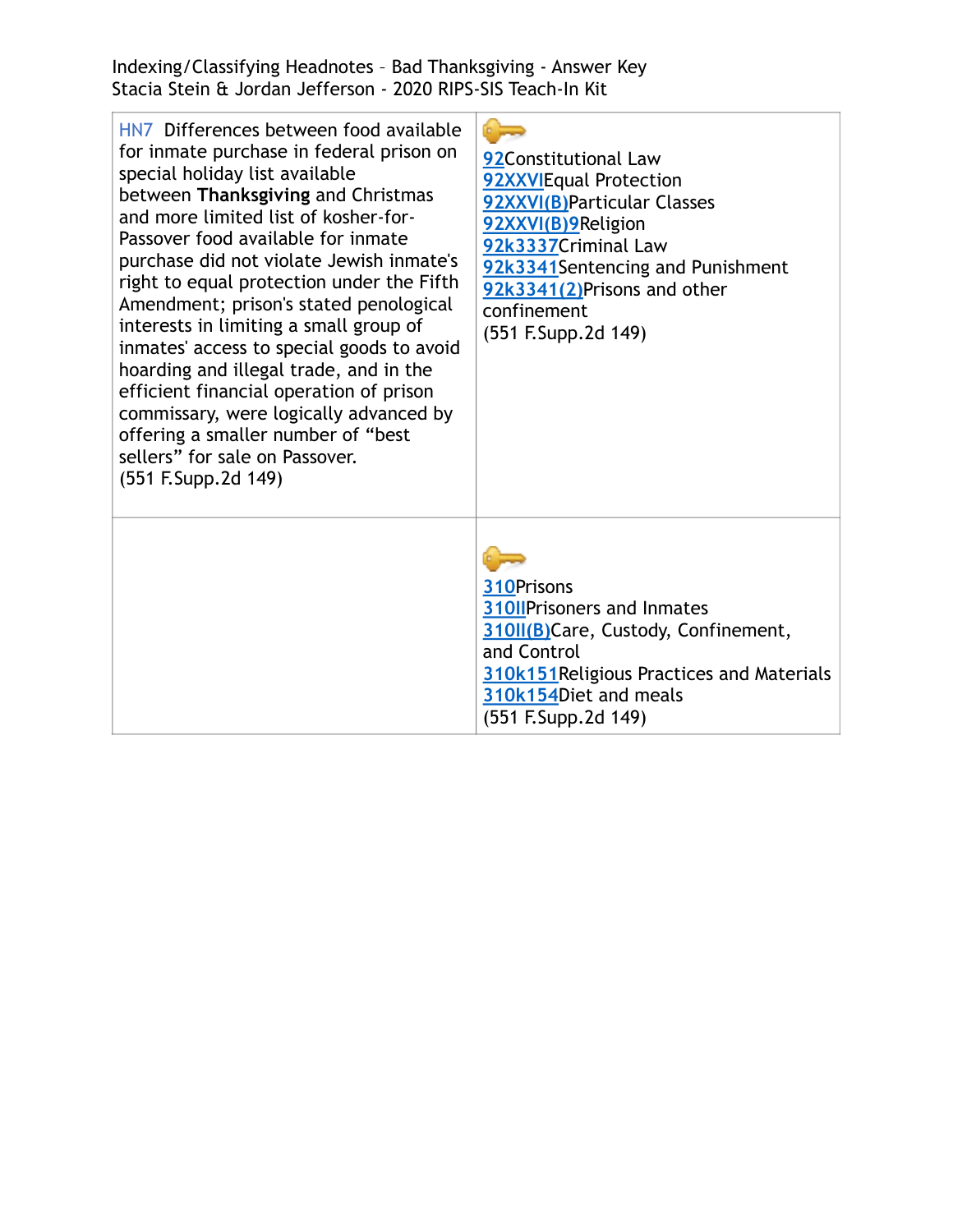Indexing/Classifying Headnotes – Bad Thanksgiving - Answer Key
Stacia Stein & Jordan Jefferson - 2020 RIPS-SIS Teach-In Kit

| | |
|---|---|
| HN7 Differences between food available for inmate purchase in federal prison on special holiday list available between **Thanksgiving** and Christmas and more limited list of kosher-for-Passover food available for inmate purchase did not violate Jewish inmate's right to equal protection under the Fifth Amendment; prison's stated penological interests in limiting a small group of inmates' access to special goods to avoid hoarding and illegal trade, and in the efficient financial operation of prison commissary, were logically advanced by offering a smaller number of "best sellers" for sale on Passover. (551 F.Supp.2d 149) | 92Constitutional Law<br>92XXVIEqual Protection<br>92XXVI(B)Particular Classes<br>92XXVI(B)9Religion<br>92k3337Criminal Law<br>92k3341Sentencing and Punishment<br>92k3341(2)Prisons and other confinement<br>(551 F.Supp.2d 149) |
| | 310Prisons<br>310IIPrisoners and Inmates<br>310II(B)Care, Custody, Confinement, and Control<br>310k151Religious Practices and Materials<br>310k154Diet and meals<br>(551 F.Supp.2d 149) |